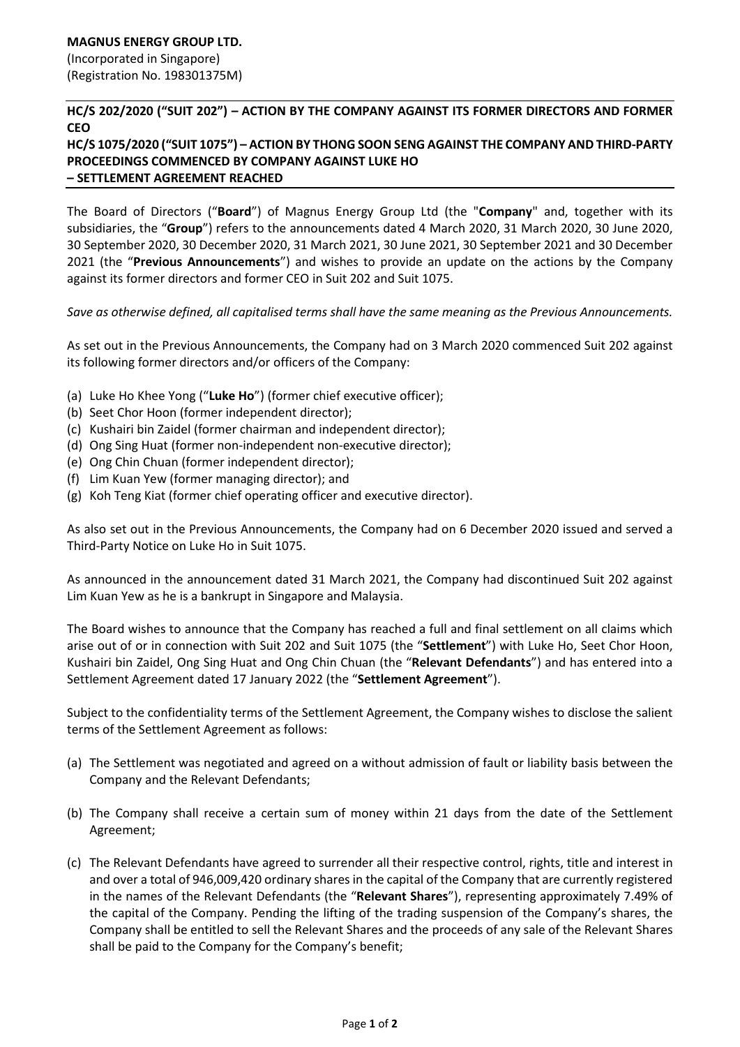**MAGNUS ENERGY GROUP LTD.**
(Incorporated in Singapore)
(Registration No. 198301375M)

**HC/S 202/2020 ("SUIT 202") – ACTION BY THE COMPANY AGAINST ITS FORMER DIRECTORS AND FORMER CEO**
**HC/S 1075/2020 ("SUIT 1075") – ACTION BY THONG SOON SENG AGAINST THE COMPANY AND THIRD-PARTY PROCEEDINGS COMMENCED BY COMPANY AGAINST LUKE HO**
**– SETTLEMENT AGREEMENT REACHED**

The Board of Directors ("**Board**") of Magnus Energy Group Ltd (the "**Company**" and, together with its subsidiaries, the "**Group**") refers to the announcements dated 4 March 2020, 31 March 2020, 30 June 2020, 30 September 2020, 30 December 2020, 31 March 2021, 30 June 2021, 30 September 2021 and 30 December 2021 (the "**Previous Announcements**") and wishes to provide an update on the actions by the Company against its former directors and former CEO in Suit 202 and Suit 1075.

*Save as otherwise defined, all capitalised terms shall have the same meaning as the Previous Announcements.*

As set out in the Previous Announcements, the Company had on 3 March 2020 commenced Suit 202 against its following former directors and/or officers of the Company:

(a) Luke Ho Khee Yong ("**Luke Ho**") (former chief executive officer);
(b) Seet Chor Hoon (former independent director);
(c) Kushairi bin Zaidel (former chairman and independent director);
(d) Ong Sing Huat (former non-independent non-executive director);
(e) Ong Chin Chuan (former independent director);
(f) Lim Kuan Yew (former managing director); and
(g) Koh Teng Kiat (former chief operating officer and executive director).

As also set out in the Previous Announcements, the Company had on 6 December 2020 issued and served a Third-Party Notice on Luke Ho in Suit 1075.

As announced in the announcement dated 31 March 2021, the Company had discontinued Suit 202 against Lim Kuan Yew as he is a bankrupt in Singapore and Malaysia.

The Board wishes to announce that the Company has reached a full and final settlement on all claims which arise out of or in connection with Suit 202 and Suit 1075 (the "**Settlement**") with Luke Ho, Seet Chor Hoon, Kushairi bin Zaidel, Ong Sing Huat and Ong Chin Chuan (the "**Relevant Defendants**") and has entered into a Settlement Agreement dated 17 January 2022 (the "**Settlement Agreement**").

Subject to the confidentiality terms of the Settlement Agreement, the Company wishes to disclose the salient terms of the Settlement Agreement as follows:

(a) The Settlement was negotiated and agreed on a without admission of fault or liability basis between the Company and the Relevant Defendants;

(b) The Company shall receive a certain sum of money within 21 days from the date of the Settlement Agreement;

(c) The Relevant Defendants have agreed to surrender all their respective control, rights, title and interest in and over a total of 946,009,420 ordinary shares in the capital of the Company that are currently registered in the names of the Relevant Defendants (the "**Relevant Shares**"), representing approximately 7.49% of the capital of the Company. Pending the lifting of the trading suspension of the Company's shares, the Company shall be entitled to sell the Relevant Shares and the proceeds of any sale of the Relevant Shares shall be paid to the Company for the Company's benefit;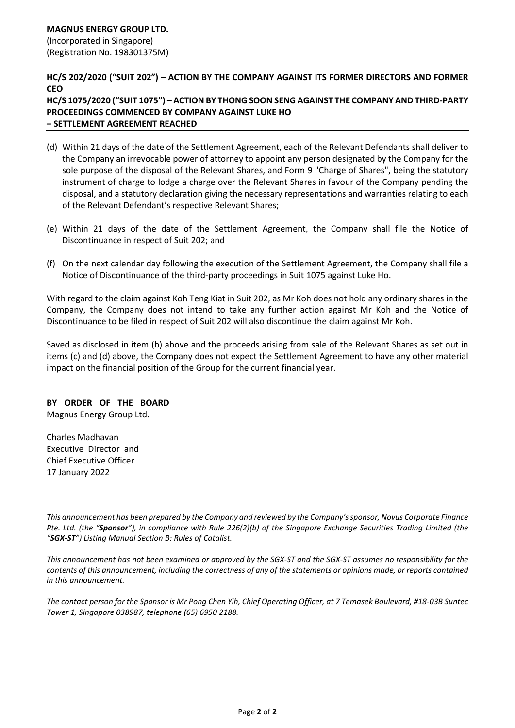**MAGNUS ENERGY GROUP LTD.**
(Incorporated in Singapore)
(Registration No. 198301375M)

**HC/S 202/2020 ("SUIT 202") – ACTION BY THE COMPANY AGAINST ITS FORMER DIRECTORS AND FORMER CEO**
**HC/S 1075/2020 ("SUIT 1075") – ACTION BY THONG SOON SENG AGAINST THE COMPANY AND THIRD-PARTY PROCEEDINGS COMMENCED BY COMPANY AGAINST LUKE HO**
**– SETTLEMENT AGREEMENT REACHED**

(d) Within 21 days of the date of the Settlement Agreement, each of the Relevant Defendants shall deliver to the Company an irrevocable power of attorney to appoint any person designated by the Company for the sole purpose of the disposal of the Relevant Shares, and Form 9 "Charge of Shares", being the statutory instrument of charge to lodge a charge over the Relevant Shares in favour of the Company pending the disposal, and a statutory declaration giving the necessary representations and warranties relating to each of the Relevant Defendant's respective Relevant Shares;

(e) Within 21 days of the date of the Settlement Agreement, the Company shall file the Notice of Discontinuance in respect of Suit 202; and

(f) On the next calendar day following the execution of the Settlement Agreement, the Company shall file a Notice of Discontinuance of the third-party proceedings in Suit 1075 against Luke Ho.

With regard to the claim against Koh Teng Kiat in Suit 202, as Mr Koh does not hold any ordinary shares in the Company, the Company does not intend to take any further action against Mr Koh and the Notice of Discontinuance to be filed in respect of Suit 202 will also discontinue the claim against Mr Koh.

Saved as disclosed in item (b) above and the proceeds arising from sale of the Relevant Shares as set out in items (c) and (d) above, the Company does not expect the Settlement Agreement to have any other material impact on the financial position of the Group for the current financial year.

**BY ORDER OF THE BOARD**
Magnus Energy Group Ltd.

Charles Madhavan
Executive Director and
Chief Executive Officer
17 January 2022

*This announcement has been prepared by the Company and reviewed by the Company's sponsor, Novus Corporate Finance Pte. Ltd. (the "**Sponsor**"), in compliance with Rule 226(2)(b) of the Singapore Exchange Securities Trading Limited (the "**SGX-ST**") Listing Manual Section B: Rules of Catalist.*

*This announcement has not been examined or approved by the SGX-ST and the SGX-ST assumes no responsibility for the contents of this announcement, including the correctness of any of the statements or opinions made, or reports contained in this announcement.*

*The contact person for the Sponsor is Mr Pong Chen Yih, Chief Operating Officer, at 7 Temasek Boulevard, #18-03B Suntec Tower 1, Singapore 038987, telephone (65) 6950 2188.*